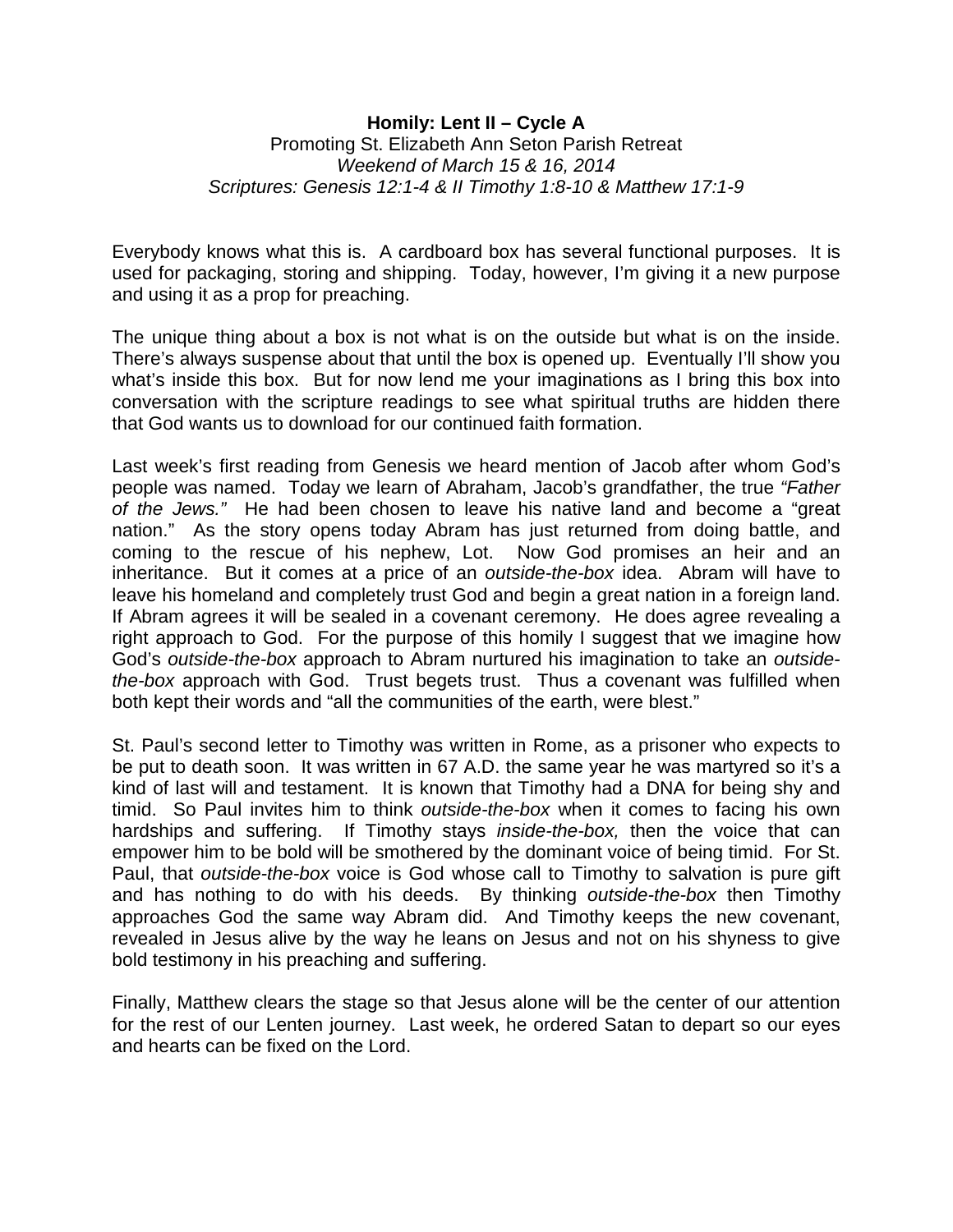**Homily: Lent II – Cycle A**

Promoting St. Elizabeth Ann Seton Parish Retreat

*Weekend of March 15 & 16, 2014*

*Scriptures: Genesis 12:1-4 & II Timothy 1:8-10 & Matthew 17:1-9*

Everybody knows what this is. A cardboard box has several functional purposes. It is used for packaging, storing and shipping. Today, however, I'm giving it a new purpose and using it as a prop for preaching.

The unique thing about a box is not what is on the outside but what is on the inside. There's always suspense about that until the box is opened up. Eventually I'll show you what's inside this box. But for now lend me your imaginations as I bring this box into conversation with the scripture readings to see what spiritual truths are hidden there that God wants us to download for our continued faith formation.

Last week's first reading from Genesis we heard mention of Jacob after whom God's people was named. Today we learn of Abraham, Jacob's grandfather, the true *"Father of the Jews."* He had been chosen to leave his native land and become a "great nation." As the story opens today Abram has just returned from doing battle, and coming to the rescue of his nephew, Lot. Now God promises an heir and an inheritance. But it comes at a price of an *outside-the-box* idea. Abram will have to leave his homeland and completely trust God and begin a great nation in a foreign land. If Abram agrees it will be sealed in a covenant ceremony. He does agree revealing a right approach to God. For the purpose of this homily I suggest that we imagine how God's *outside-the-box* approach to Abram nurtured his imagination to take an *outside-the-box* approach with God. Trust begets trust. Thus a covenant was fulfilled when both kept their words and "all the communities of the earth, were blest."

St. Paul's second letter to Timothy was written in Rome, as a prisoner who expects to be put to death soon. It was written in 67 A.D. the same year he was martyred so it's a kind of last will and testament. It is known that Timothy had a DNA for being shy and timid. So Paul invites him to think *outside-the-box* when it comes to facing his own hardships and suffering. If Timothy stays *inside-the-box,* then the voice that can empower him to be bold will be smothered by the dominant voice of being timid. For St. Paul, that *outside-the-box* voice is God whose call to Timothy to salvation is pure gift and has nothing to do with his deeds. By thinking *outside-the-box* then Timothy approaches God the same way Abram did. And Timothy keeps the new covenant, revealed in Jesus alive by the way he leans on Jesus and not on his shyness to give bold testimony in his preaching and suffering.

Finally, Matthew clears the stage so that Jesus alone will be the center of our attention for the rest of our Lenten journey. Last week, he ordered Satan to depart so our eyes and hearts can be fixed on the Lord.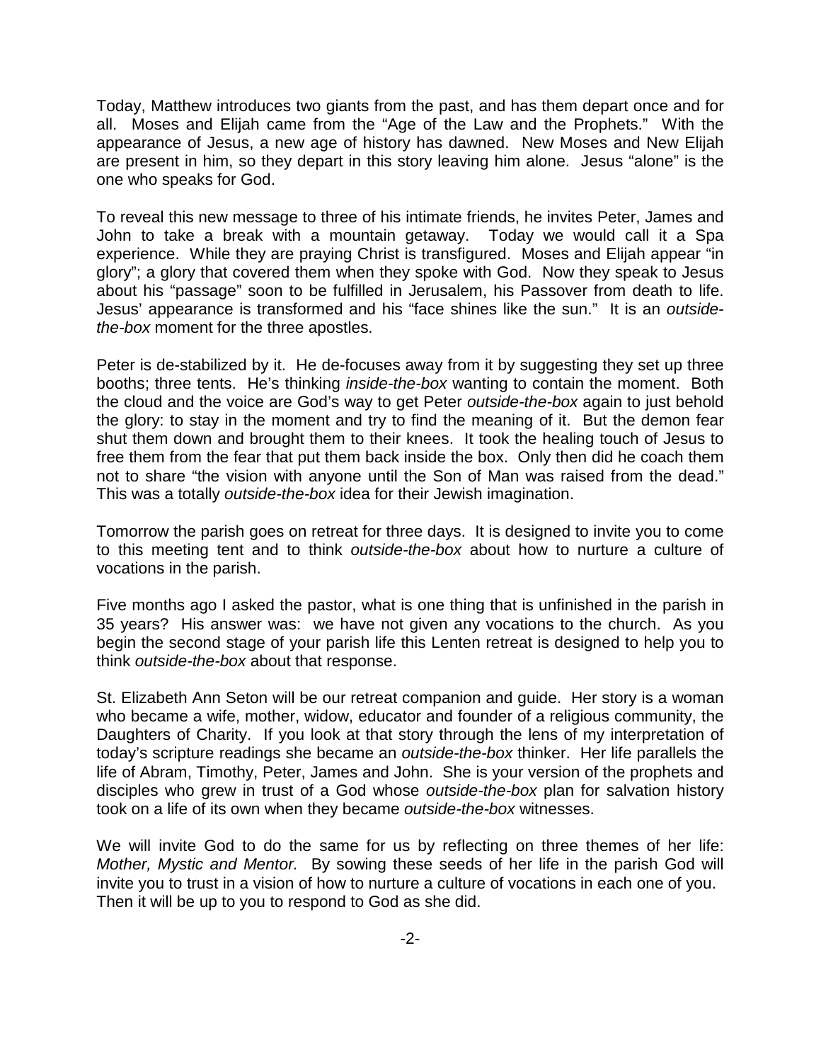Today, Matthew introduces two giants from the past, and has them depart once and for all. Moses and Elijah came from the "Age of the Law and the Prophets." With the appearance of Jesus, a new age of history has dawned. New Moses and New Elijah are present in him, so they depart in this story leaving him alone. Jesus "alone" is the one who speaks for God.

To reveal this new message to three of his intimate friends, he invites Peter, James and John to take a break with a mountain getaway. Today we would call it a Spa experience. While they are praying Christ is transfigured. Moses and Elijah appear "in glory"; a glory that covered them when they spoke with God. Now they speak to Jesus about his "passage" soon to be fulfilled in Jerusalem, his Passover from death to life. Jesus' appearance is transformed and his "face shines like the sun." It is an *outside-the-box* moment for the three apostles.

Peter is de-stabilized by it. He de-focuses away from it by suggesting they set up three booths; three tents. He's thinking *inside-the-box* wanting to contain the moment. Both the cloud and the voice are God's way to get Peter *outside-the-box* again to just behold the glory: to stay in the moment and try to find the meaning of it. But the demon fear shut them down and brought them to their knees. It took the healing touch of Jesus to free them from the fear that put them back inside the box. Only then did he coach them not to share "the vision with anyone until the Son of Man was raised from the dead." This was a totally *outside-the-box* idea for their Jewish imagination.

Tomorrow the parish goes on retreat for three days. It is designed to invite you to come to this meeting tent and to think *outside-the-box* about how to nurture a culture of vocations in the parish.

Five months ago I asked the pastor, what is one thing that is unfinished in the parish in 35 years? His answer was: we have not given any vocations to the church. As you begin the second stage of your parish life this Lenten retreat is designed to help you to think *outside-the-box* about that response.

St. Elizabeth Ann Seton will be our retreat companion and guide. Her story is a woman who became a wife, mother, widow, educator and founder of a religious community, the Daughters of Charity. If you look at that story through the lens of my interpretation of today's scripture readings she became an *outside-the-box* thinker. Her life parallels the life of Abram, Timothy, Peter, James and John. She is your version of the prophets and disciples who grew in trust of a God whose *outside-the-box* plan for salvation history took on a life of its own when they became *outside-the-box* witnesses.

We will invite God to do the same for us by reflecting on three themes of her life: *Mother, Mystic and Mentor.* By sowing these seeds of her life in the parish God will invite you to trust in a vision of how to nurture a culture of vocations in each one of you. Then it will be up to you to respond to God as she did.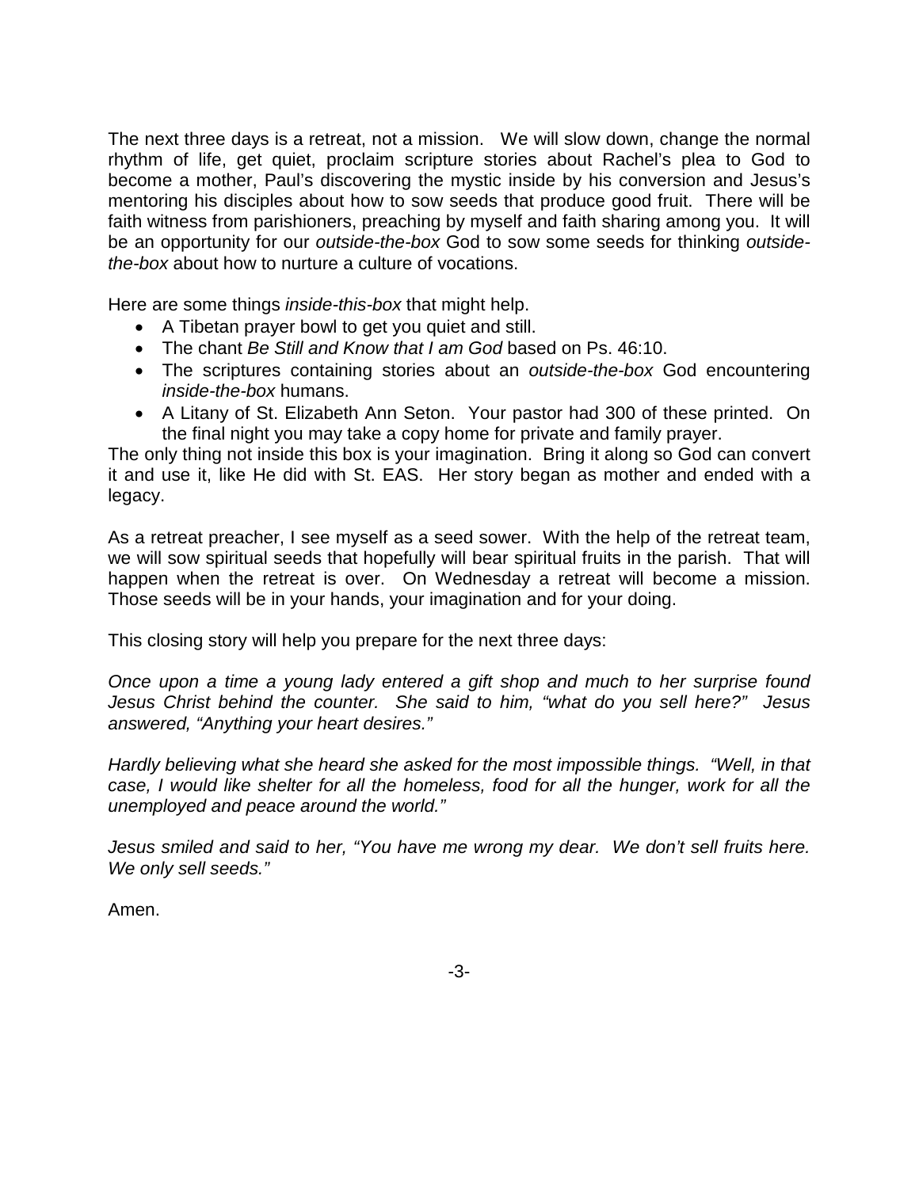The next three days is a retreat, not a mission. We will slow down, change the normal rhythm of life, get quiet, proclaim scripture stories about Rachel's plea to God to become a mother, Paul's discovering the mystic inside by his conversion and Jesus's mentoring his disciples about how to sow seeds that produce good fruit. There will be faith witness from parishioners, preaching by myself and faith sharing among you. It will be an opportunity for our *outside-the-box* God to sow some seeds for thinking *outside-the-box* about how to nurture a culture of vocations.

Here are some things *inside-this-box* that might help.

- A Tibetan prayer bowl to get you quiet and still.
- The chant *Be Still and Know that I am God* based on Ps. 46:10.
- The scriptures containing stories about an *outside-the-box* God encountering *inside-the-box* humans.
- A Litany of St. Elizabeth Ann Seton. Your pastor had 300 of these printed. On the final night you may take a copy home for private and family prayer.

The only thing not inside this box is your imagination. Bring it along so God can convert it and use it, like He did with St. EAS. Her story began as mother and ended with a legacy.

As a retreat preacher, I see myself as a seed sower. With the help of the retreat team, we will sow spiritual seeds that hopefully will bear spiritual fruits in the parish. That will happen when the retreat is over. On Wednesday a retreat will become a mission. Those seeds will be in your hands, your imagination and for your doing.

This closing story will help you prepare for the next three days:

*Once upon a time a young lady entered a gift shop and much to her surprise found Jesus Christ behind the counter. She said to him, "what do you sell here?" Jesus answered, "Anything your heart desires."*

*Hardly believing what she heard she asked for the most impossible things. "Well, in that case, I would like shelter for all the homeless, food for all the hunger, work for all the unemployed and peace around the world."*

*Jesus smiled and said to her, "You have me wrong my dear. We don't sell fruits here. We only sell seeds."*

Amen.